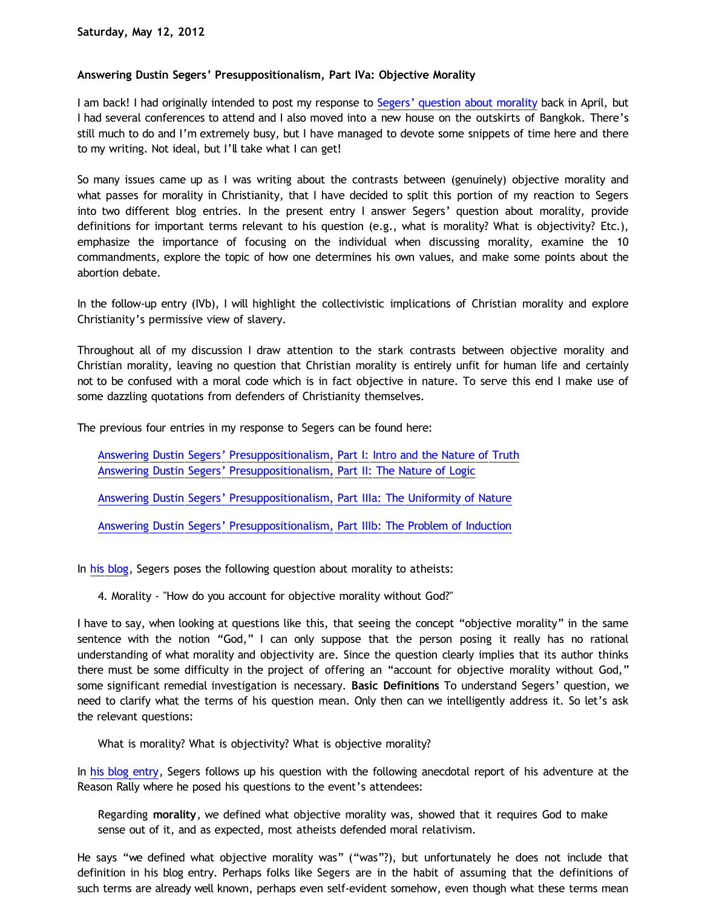Saturday, May 12, 2012

**Answering Dustin Segers' Presuppositionalism, Part IVa: Objective Morality**

I am back! I had originally intended to post my response to Segers' question about morality back in April, but I had several conferences to attend and I also moved into a new house on the outskirts of Bangkok. There's still much to do and I'm extremely busy, but I have managed to devote some snippets of time here and there to my writing. Not ideal, but I'll take what I can get!

So many issues came up as I was writing about the contrasts between (genuinely) objective morality and what passes for morality in Christianity, that I have decided to split this portion of my reaction to Segers into two different blog entries. In the present entry I answer Segers' question about morality, provide definitions for important terms relevant to his question (e.g., what is morality? What is objectivity? Etc.), emphasize the importance of focusing on the individual when discussing morality, examine the 10 commandments, explore the topic of how one determines his own values, and make some points about the abortion debate.

In the follow-up entry (IVb), I will highlight the collectivistic implications of Christian morality and explore Christianity's permissive view of slavery.

Throughout all of my discussion I draw attention to the stark contrasts between objective morality and Christian morality, leaving no question that Christian morality is entirely unfit for human life and certainly not to be confused with a moral code which is in fact objective in nature. To serve this end I make use of some dazzling quotations from defenders of Christianity themselves.

The previous four entries in my response to Segers can be found here:

> Answering Dustin Segers' Presuppositionalism, Part I: Intro and the Nature of Truth
> Answering Dustin Segers' Presuppositionalism, Part II: The Nature of Logic
>
> Answering Dustin Segers' Presuppositionalism, Part IIIa: The Uniformity of Nature
>
> Answering Dustin Segers' Presuppositionalism, Part IIIb: The Problem of Induction

In his blog, Segers poses the following question about morality to atheists:

> 4. Morality - "How do you account for objective morality without God?"

I have to say, when looking at questions like this, that seeing the concept "objective morality" in the same sentence with the notion "God," I can only suppose that the person posing it really has no rational understanding of what morality and objectivity are. Since the question clearly implies that its author thinks there must be some difficulty in the project of offering an "account for objective morality without God," some significant remedial investigation is necessary.

**Basic Definitions**

To understand Segers' question, we need to clarify what the terms of his question mean. Only then can we intelligently address it. So let's ask the relevant questions:

> What is morality? What is objectivity? What is objective morality?

In his blog entry, Segers follows up his question with the following anecdotal report of his adventure at the Reason Rally where he posed his questions to the event's attendees:

> Regarding **morality**, we defined what objective morality was, showed that it requires God to make sense out of it, and as expected, most atheists defended moral relativism.

He says "we defined what objective morality was" ("was"?), but unfortunately he does not include that definition in his blog entry. Perhaps folks like Segers are in the habit of assuming that the definitions of such terms are already well known, perhaps even self-evident somehow, even though what these terms mean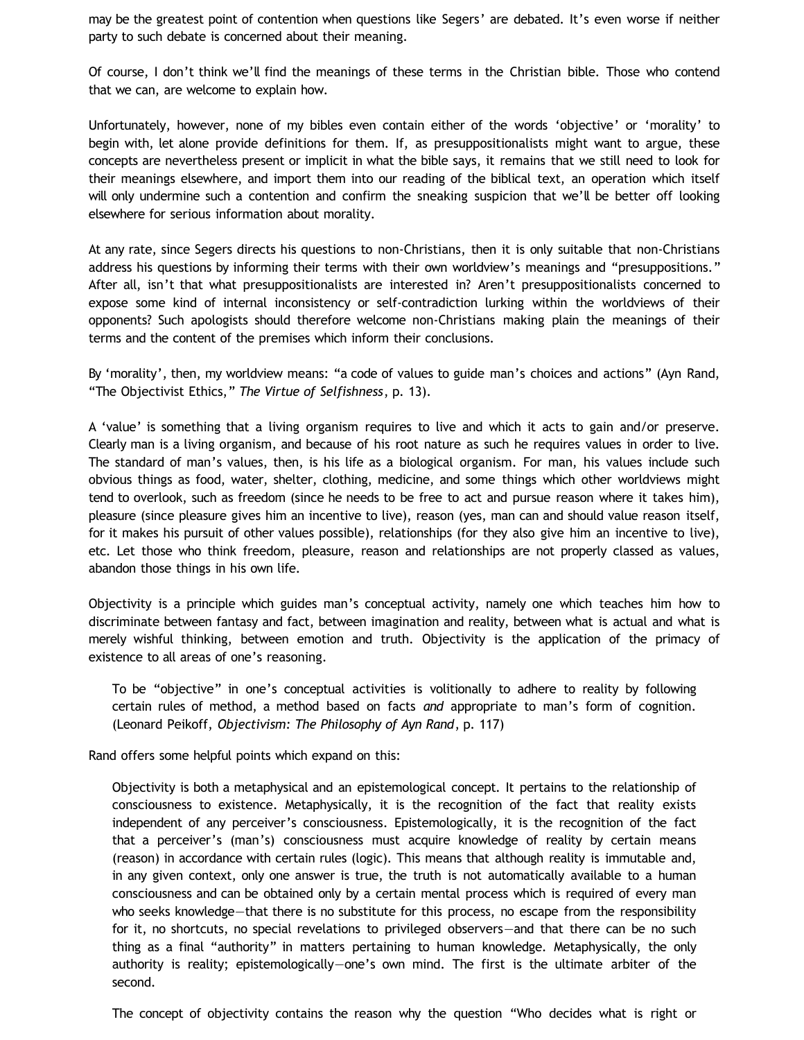may be the greatest point of contention when questions like Segers' are debated. It's even worse if neither party to such debate is concerned about their meaning.

Of course, I don't think we'll find the meanings of these terms in the Christian bible. Those who contend that we can, are welcome to explain how.

Unfortunately, however, none of my bibles even contain either of the words 'objective' or 'morality' to begin with, let alone provide definitions for them. If, as presuppositionalists might want to argue, these concepts are nevertheless present or implicit in what the bible says, it remains that we still need to look for their meanings elsewhere, and import them into our reading of the biblical text, an operation which itself will only undermine such a contention and confirm the sneaking suspicion that we'll be better off looking elsewhere for serious information about morality.

At any rate, since Segers directs his questions to non-Christians, then it is only suitable that non-Christians address his questions by informing their terms with their own worldview's meanings and "presuppositions." After all, isn't that what presuppositionalists are interested in? Aren't presuppositionalists concerned to expose some kind of internal inconsistency or self-contradiction lurking within the worldviews of their opponents? Such apologists should therefore welcome non-Christians making plain the meanings of their terms and the content of the premises which inform their conclusions.

By 'morality', then, my worldview means: "a code of values to guide man's choices and actions" (Ayn Rand, "The Objectivist Ethics," *The Virtue of Selfishness*, p. 13).

A 'value' is something that a living organism requires to live and which it acts to gain and/or preserve. Clearly man is a living organism, and because of his root nature as such he requires values in order to live. The standard of man's values, then, is his life as a biological organism. For man, his values include such obvious things as food, water, shelter, clothing, medicine, and some things which other worldviews might tend to overlook, such as freedom (since he needs to be free to act and pursue reason where it takes him), pleasure (since pleasure gives him an incentive to live), reason (yes, man can and should value reason itself, for it makes his pursuit of other values possible), relationships (for they also give him an incentive to live), etc. Let those who think freedom, pleasure, reason and relationships are not properly classed as values, abandon those things in his own life.

Objectivity is a principle which guides man's conceptual activity, namely one which teaches him how to discriminate between fantasy and fact, between imagination and reality, between what is actual and what is merely wishful thinking, between emotion and truth. Objectivity is the application of the primacy of existence to all areas of one's reasoning.

> To be "objective" in one's conceptual activities is volitionally to adhere to reality by following certain rules of method, a method based on facts *and* appropriate to man's form of cognition. (Leonard Peikoff, *Objectivism: The Philosophy of Ayn Rand*, p. 117)

Rand offers some helpful points which expand on this:

> Objectivity is both a metaphysical and an epistemological concept. It pertains to the relationship of consciousness to existence. Metaphysically, it is the recognition of the fact that reality exists independent of any perceiver's consciousness. Epistemologically, it is the recognition of the fact that a perceiver's (man's) consciousness must acquire knowledge of reality by certain means (reason) in accordance with certain rules (logic). This means that although reality is immutable and, in any given context, only one answer is true, the truth is not automatically available to a human consciousness and can be obtained only by a certain mental process which is required of every man who seeks knowledge—that there is no substitute for this process, no escape from the responsibility for it, no shortcuts, no special revelations to privileged observers—and that there can be no such thing as a final "authority" in matters pertaining to human knowledge. Metaphysically, the only authority is reality; epistemologically—one's own mind. The first is the ultimate arbiter of the second.
>
> The concept of objectivity contains the reason why the question "Who decides what is right or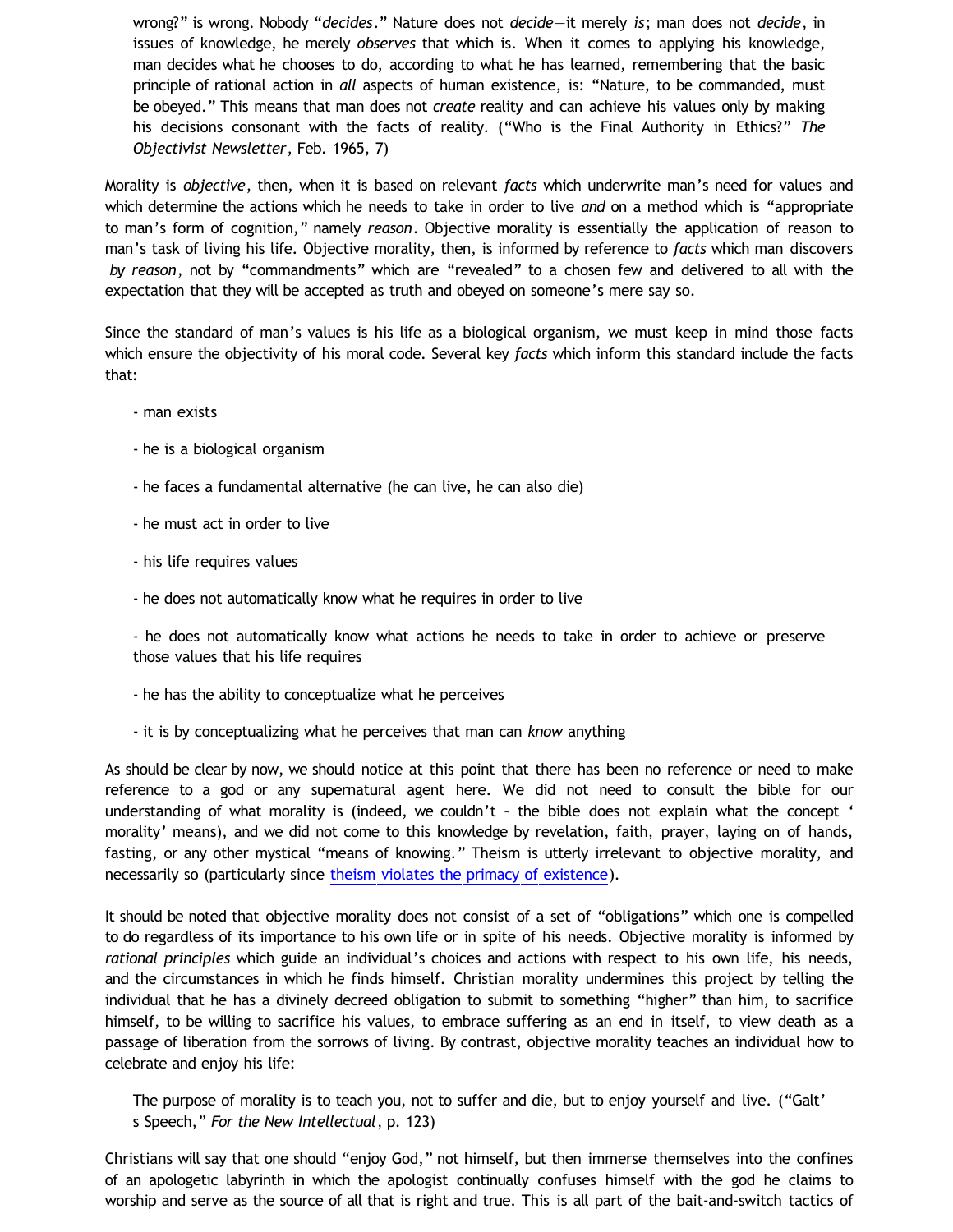> wrong?" is wrong. Nobody "*decides*." Nature does not *decide*—it merely *is*; man does not *decide*, in issues of knowledge, he merely *observes* that which is. When it comes to applying his knowledge, man decides what he chooses to do, according to what he has learned, remembering that the basic principle of rational action in *all* aspects of human existence, is: "Nature, to be commanded, must be obeyed." This means that man does not *create* reality and can achieve his values only by making his decisions consonant with the facts of reality. ("Who is the Final Authority in Ethics?" *The Objectivist Newsletter*, Feb. 1965, 7)

Morality is *objective*, then, when it is based on relevant *facts* which underwrite man's need for values and which determine the actions which he needs to take in order to live *and* on a method which is "appropriate to man's form of cognition," namely *reason*. Objective morality is essentially the application of reason to man's task of living his life. Objective morality, then, is informed by reference to *facts* which man discovers *by reason*, not by "commandments" which are "revealed" to a chosen few and delivered to all with the expectation that they will be accepted as truth and obeyed on someone's mere say so.

Since the standard of man's values is his life as a biological organism, we must keep in mind those facts which ensure the objectivity of his moral code. Several key *facts* which inform this standard include the facts that:

- man exists
- he is a biological organism
- he faces a fundamental alternative (he can live, he can also die)
- he must act in order to live
- his life requires values
- he does not automatically know what he requires in order to live
- he does not automatically know what actions he needs to take in order to achieve or preserve those values that his life requires
- he has the ability to conceptualize what he perceives
- it is by conceptualizing what he perceives that man can *know* anything

As should be clear by now, we should notice at this point that there has been no reference or need to make reference to a god or any supernatural agent here. We did not need to consult the bible for our understanding of what morality is (indeed, we couldn't – the bible does not explain what the concept 'morality' means), and we did not come to this knowledge by revelation, faith, prayer, laying on of hands, fasting, or any other mystical "means of knowing." Theism is utterly irrelevant to objective morality, and necessarily so (particularly since theism violates the primacy of existence).

It should be noted that objective morality does not consist of a set of "obligations" which one is compelled to do regardless of its importance to his own life or in spite of his needs. Objective morality is informed by *rational principles* which guide an individual's choices and actions with respect to his own life, his needs, and the circumstances in which he finds himself. Christian morality undermines this project by telling the individual that he has a divinely decreed obligation to submit to something "higher" than him, to sacrifice himself, to be willing to sacrifice his values, to embrace suffering as an end in itself, to view death as a passage of liberation from the sorrows of living. By contrast, objective morality teaches an individual how to celebrate and enjoy his life:

> The purpose of morality is to teach you, not to suffer and die, but to enjoy yourself and live. ("Galt's Speech," *For the New Intellectual*, p. 123)

Christians will say that one should "enjoy God," not himself, but then immerse themselves into the confines of an apologetic labyrinth in which the apologist continually confuses himself with the god he claims to worship and serve as the source of all that is right and true. This is all part of the bait-and-switch tactics of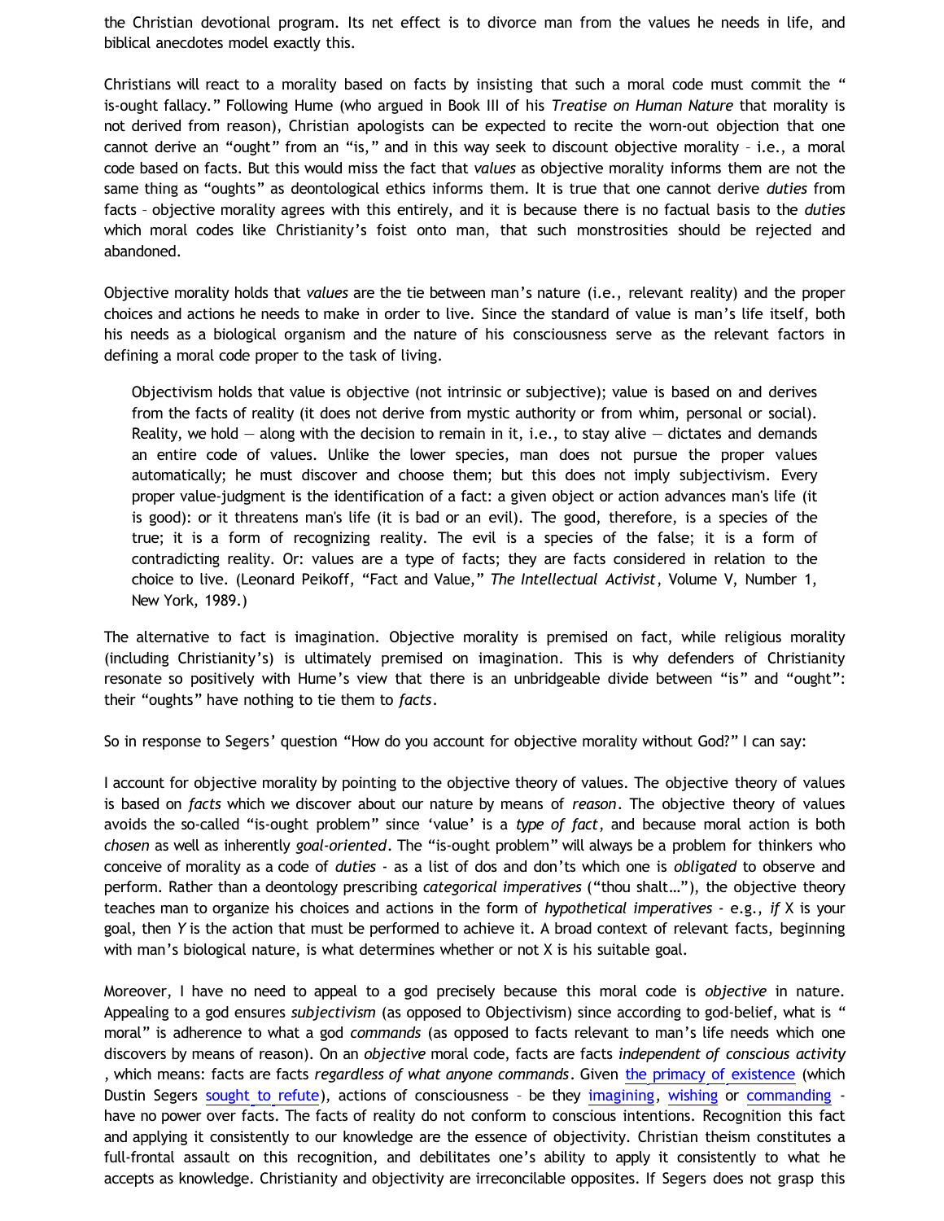the Christian devotional program. Its net effect is to divorce man from the values he needs in life, and biblical anecdotes model exactly this.

Christians will react to a morality based on facts by insisting that such a moral code must commit the "is-ought fallacy." Following Hume (who argued in Book III of his *Treatise on Human Nature* that morality is not derived from reason), Christian apologists can be expected to recite the worn-out objection that one cannot derive an "ought" from an "is," and in this way seek to discount objective morality – i.e., a moral code based on facts. But this would miss the fact that *values* as objective morality informs them are not the same thing as "oughts" as deontological ethics informs them. It is true that one cannot derive *duties* from facts – objective morality agrees with this entirely, and it is because there is no factual basis to the *duties* which moral codes like Christianity's foist onto man, that such monstrosities should be rejected and abandoned.

Objective morality holds that *values* are the tie between man's nature (i.e., relevant reality) and the proper choices and actions he needs to make in order to live. Since the standard of value is man's life itself, both his needs as a biological organism and the nature of his consciousness serve as the relevant factors in defining a moral code proper to the task of living.

> Objectivism holds that value is objective (not intrinsic or subjective); value is based on and derives from the facts of reality (it does not derive from mystic authority or from whim, personal or social). Reality, we hold — along with the decision to remain in it, i.e., to stay alive — dictates and demands an entire code of values. Unlike the lower species, man does not pursue the proper values automatically; he must discover and choose them; but this does not imply subjectivism. Every proper value-judgment is the identification of a fact: a given object or action advances man's life (it is good): or it threatens man's life (it is bad or an evil). The good, therefore, is a species of the true; it is a form of recognizing reality. The evil is a species of the false; it is a form of contradicting reality. Or: values are a type of facts; they are facts considered in relation to the choice to live. (Leonard Peikoff, "Fact and Value," *The Intellectual Activist*, Volume V, Number 1, New York, 1989.)

The alternative to fact is imagination. Objective morality is premised on fact, while religious morality (including Christianity's) is ultimately premised on imagination. This is why defenders of Christianity resonate so positively with Hume's view that there is an unbridgeable divide between "is" and "ought": their "oughts" have nothing to tie them to *facts*.

So in response to Segers' question "How do you account for objective morality without God?" I can say:

I account for objective morality by pointing to the objective theory of values. The objective theory of values is based on *facts* which we discover about our nature by means of *reason*. The objective theory of values avoids the so-called "is-ought problem" since 'value' is a *type of fact*, and because moral action is both *chosen* as well as inherently *goal-oriented*. The "is-ought problem" will always be a problem for thinkers who conceive of morality as a code of *duties* - as a list of dos and don'ts which one is *obligated* to observe and perform. Rather than a deontology prescribing *categorical imperatives* ("thou shalt…"), the objective theory teaches man to organize his choices and actions in the form of *hypothetical imperatives* - e.g., *if* X is your goal, then *Y* is the action that must be performed to achieve it. A broad context of relevant facts, beginning with man's biological nature, is what determines whether or not X is his suitable goal.

Moreover, I have no need to appeal to a god precisely because this moral code is *objective* in nature. Appealing to a god ensures *subjectivism* (as opposed to Objectivism) since according to god-belief, what is "moral" is adherence to what a god *commands* (as opposed to facts relevant to man's life needs which one discovers by means of reason). On an *objective* moral code, facts are facts *independent of conscious activity*, which means: facts are facts *regardless of what anyone commands*. Given the primacy of existence (which Dustin Segers sought to refute), actions of consciousness – be they imagining, wishing or commanding - have no power over facts. The facts of reality do not conform to conscious intentions. Recognition this fact and applying it consistently to our knowledge are the essence of objectivity. Christian theism constitutes a full-frontal assault on this recognition, and debilitates one's ability to apply it consistently to what he accepts as knowledge. Christianity and objectivity are irreconcilable opposites. If Segers does not grasp this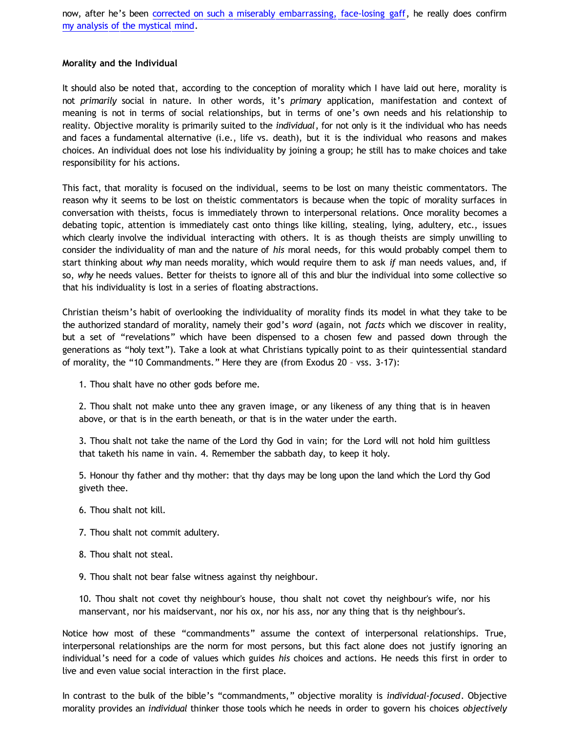now, after he's been corrected on such a miserably embarrassing, face-losing gaff, he really does confirm my analysis of the mystical mind.

**Morality and the Individual**

It should also be noted that, according to the conception of morality which I have laid out here, morality is not *primarily* social in nature. In other words, it's *primary* application, manifestation and context of meaning is not in terms of social relationships, but in terms of one's own needs and his relationship to reality. Objective morality is primarily suited to the *individual*, for not only is it the individual who has needs and faces a fundamental alternative (i.e., life vs. death), but it is the individual who reasons and makes choices. An individual does not lose his individuality by joining a group; he still has to make choices and take responsibility for his actions.

This fact, that morality is focused on the individual, seems to be lost on many theistic commentators. The reason why it seems to be lost on theistic commentators is because when the topic of morality surfaces in conversation with theists, focus is immediately thrown to interpersonal relations. Once morality becomes a debating topic, attention is immediately cast onto things like killing, stealing, lying, adultery, etc., issues which clearly involve the individual interacting with others. It is as though theists are simply unwilling to consider the individuality of man and the nature of *his* moral needs, for this would probably compel them to start thinking about *why* man needs morality, which would require them to ask *if* man needs values, and, if so, *why* he needs values. Better for theists to ignore all of this and blur the individual into some collective so that his individuality is lost in a series of floating abstractions.

Christian theism's habit of overlooking the individuality of morality finds its model in what they take to be the authorized standard of morality, namely their god's *word* (again, not *facts* which we discover in reality, but a set of "revelations" which have been dispensed to a chosen few and passed down through the generations as "holy text"). Take a look at what Christians typically point to as their quintessential standard of morality, the "10 Commandments." Here they are (from Exodus 20 – vss. 3-17):

> 1. Thou shalt have no other gods before me.
>
> 2. Thou shalt not make unto thee any graven image, or any likeness of any thing that is in heaven above, or that is in the earth beneath, or that is in the water under the earth.
>
> 3. Thou shalt not take the name of the Lord thy God in vain; for the Lord will not hold him guiltless that taketh his name in vain. 4. Remember the sabbath day, to keep it holy.
>
> 5. Honour thy father and thy mother: that thy days may be long upon the land which the Lord thy God giveth thee.
>
> 6. Thou shalt not kill.
>
> 7. Thou shalt not commit adultery.
>
> 8. Thou shalt not steal.
>
> 9. Thou shalt not bear false witness against thy neighbour.
>
> 10. Thou shalt not covet thy neighbour's house, thou shalt not covet thy neighbour's wife, nor his manservant, nor his maidservant, nor his ox, nor his ass, nor any thing that is thy neighbour's.

Notice how most of these "commandments" assume the context of interpersonal relationships. True, interpersonal relationships are the norm for most persons, but this fact alone does not justify ignoring an individual's need for a code of values which guides *his* choices and actions. He needs this first in order to live and even value social interaction in the first place.

In contrast to the bulk of the bible's "commandments," objective morality is *individual-focused*. Objective morality provides an *individual* thinker those tools which he needs in order to govern his choices *objectively*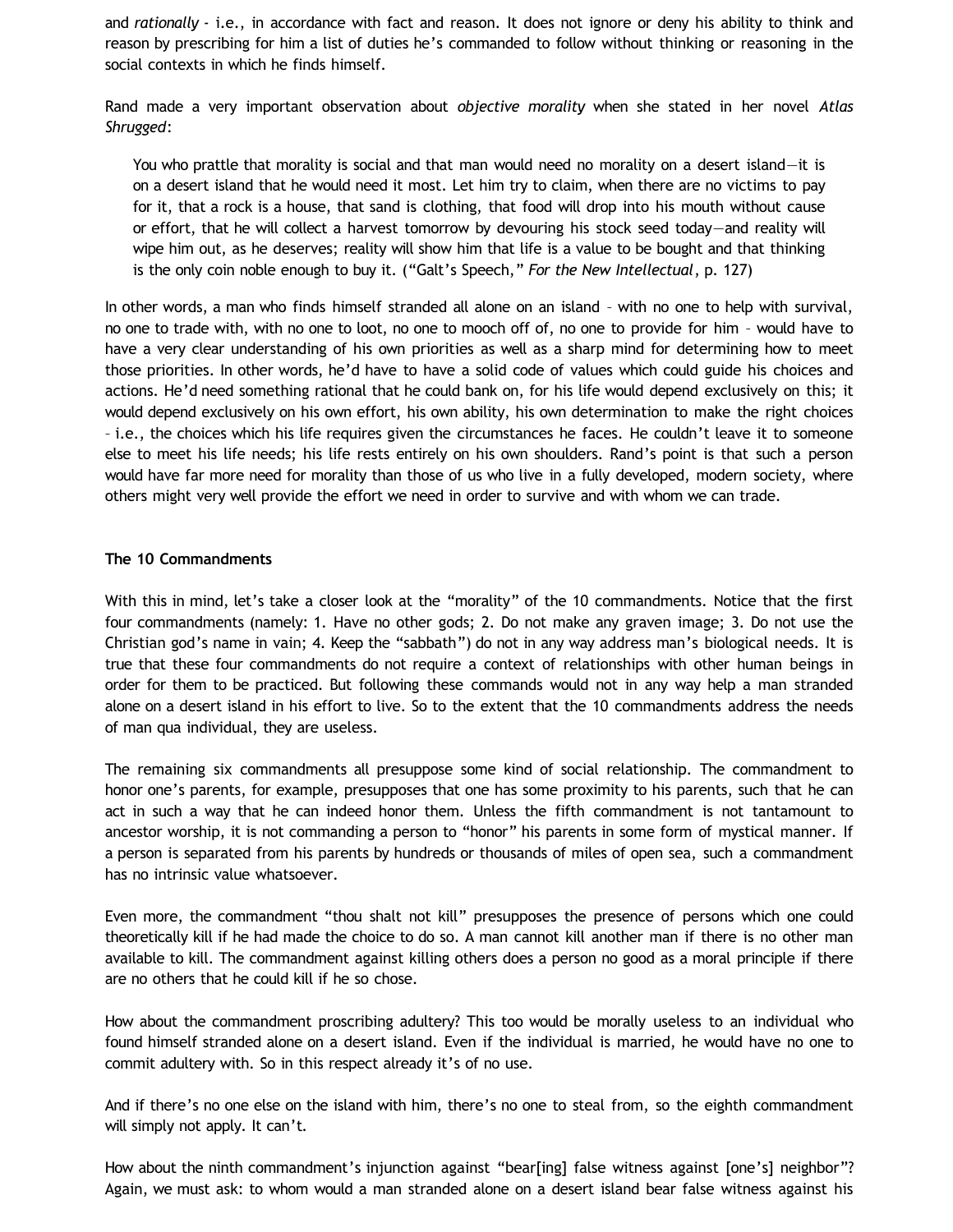and *rationally* - i.e., in accordance with fact and reason. It does not ignore or deny his ability to think and reason by prescribing for him a list of duties he's commanded to follow without thinking or reasoning in the social contexts in which he finds himself.

Rand made a very important observation about *objective morality* when she stated in her novel *Atlas Shrugged*:

> You who prattle that morality is social and that man would need no morality on a desert island—it is on a desert island that he would need it most. Let him try to claim, when there are no victims to pay for it, that a rock is a house, that sand is clothing, that food will drop into his mouth without cause or effort, that he will collect a harvest tomorrow by devouring his stock seed today—and reality will wipe him out, as he deserves; reality will show him that life is a value to be bought and that thinking is the only coin noble enough to buy it. ("Galt's Speech," *For the New Intellectual*, p. 127)

In other words, a man who finds himself stranded all alone on an island – with no one to help with survival, no one to trade with, with no one to loot, no one to mooch off of, no one to provide for him – would have to have a very clear understanding of his own priorities as well as a sharp mind for determining how to meet those priorities. In other words, he'd have to have a solid code of values which could guide his choices and actions. He'd need something rational that he could bank on, for his life would depend exclusively on this; it would depend exclusively on his own effort, his own ability, his own determination to make the right choices – i.e., the choices which his life requires given the circumstances he faces. He couldn't leave it to someone else to meet his life needs; his life rests entirely on his own shoulders. Rand's point is that such a person would have far more need for morality than those of us who live in a fully developed, modern society, where others might very well provide the effort we need in order to survive and with whom we can trade.

**The 10 Commandments**

With this in mind, let's take a closer look at the "morality" of the 10 commandments. Notice that the first four commandments (namely: 1. Have no other gods; 2. Do not make any graven image; 3. Do not use the Christian god's name in vain; 4. Keep the "sabbath") do not in any way address man's biological needs. It is true that these four commandments do not require a context of relationships with other human beings in order for them to be practiced. But following these commands would not in any way help a man stranded alone on a desert island in his effort to live. So to the extent that the 10 commandments address the needs of man qua individual, they are useless.

The remaining six commandments all presuppose some kind of social relationship. The commandment to honor one's parents, for example, presupposes that one has some proximity to his parents, such that he can act in such a way that he can indeed honor them. Unless the fifth commandment is not tantamount to ancestor worship, it is not commanding a person to "honor" his parents in some form of mystical manner. If a person is separated from his parents by hundreds or thousands of miles of open sea, such a commandment has no intrinsic value whatsoever.

Even more, the commandment "thou shalt not kill" presupposes the presence of persons which one could theoretically kill if he had made the choice to do so. A man cannot kill another man if there is no other man available to kill. The commandment against killing others does a person no good as a moral principle if there are no others that he could kill if he so chose.

How about the commandment proscribing adultery? This too would be morally useless to an individual who found himself stranded alone on a desert island. Even if the individual is married, he would have no one to commit adultery with. So in this respect already it's of no use.

And if there's no one else on the island with him, there's no one to steal from, so the eighth commandment will simply not apply. It can't.

How about the ninth commandment's injunction against "bear[ing] false witness against [one's] neighbor"? Again, we must ask: to whom would a man stranded alone on a desert island bear false witness against his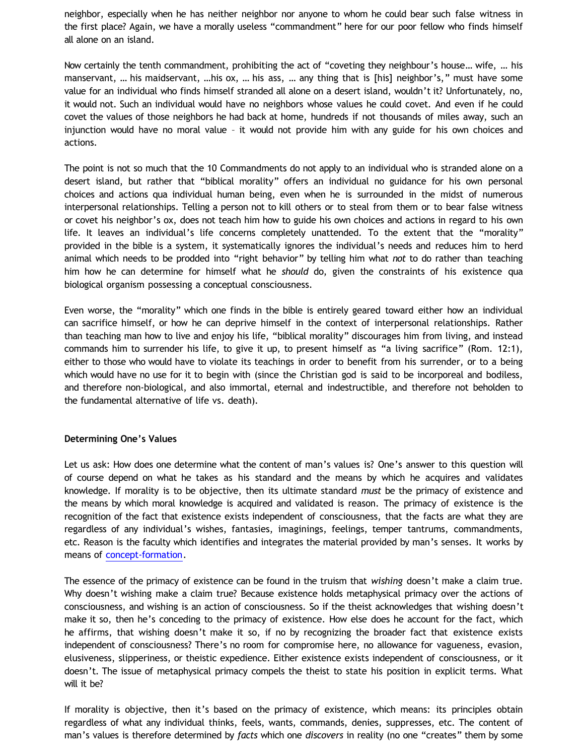neighbor, especially when he has neither neighbor nor anyone to whom he could bear such false witness in the first place? Again, we have a morally useless "commandment" here for our poor fellow who finds himself all alone on an island.

Now certainly the tenth commandment, prohibiting the act of "coveting they neighbour's house… wife, … his manservant, … his maidservant, …his ox, … his ass, … any thing that is [his] neighbor's," must have some value for an individual who finds himself stranded all alone on a desert island, wouldn't it? Unfortunately, no, it would not. Such an individual would have no neighbors whose values he could covet. And even if he could covet the values of those neighbors he had back at home, hundreds if not thousands of miles away, such an injunction would have no moral value – it would not provide him with any guide for his own choices and actions.

The point is not so much that the 10 Commandments do not apply to an individual who is stranded alone on a desert island, but rather that "biblical morality" offers an individual no guidance for his own personal choices and actions qua individual human being, even when he is surrounded in the midst of numerous interpersonal relationships. Telling a person not to kill others or to steal from them or to bear false witness or covet his neighbor's ox, does not teach him how to guide his own choices and actions in regard to his own life. It leaves an individual's life concerns completely unattended. To the extent that the "morality" provided in the bible is a system, it systematically ignores the individual's needs and reduces him to herd animal which needs to be prodded into "right behavior" by telling him what *not* to do rather than teaching him how he can determine for himself what he *should* do, given the constraints of his existence qua biological organism possessing a conceptual consciousness.

Even worse, the "morality" which one finds in the bible is entirely geared toward either how an individual can sacrifice himself, or how he can deprive himself in the context of interpersonal relationships. Rather than teaching man how to live and enjoy his life, "biblical morality" discourages him from living, and instead commands him to surrender his life, to give it up, to present himself as "a living sacrifice" (Rom. 12:1), either to those who would have to violate its teachings in order to benefit from his surrender, or to a being which would have no use for it to begin with (since the Christian god is said to be incorporeal and bodiless, and therefore non-biological, and also immortal, eternal and indestructible, and therefore not beholden to the fundamental alternative of life vs. death).

**Determining One's Values**

Let us ask: How does one determine what the content of man's values is? One's answer to this question will of course depend on what he takes as his standard and the means by which he acquires and validates knowledge. If morality is to be objective, then its ultimate standard *must* be the primacy of existence and the means by which moral knowledge is acquired and validated is reason. The primacy of existence is the recognition of the fact that existence exists independent of consciousness, that the facts are what they are regardless of any individual's wishes, fantasies, imaginings, feelings, temper tantrums, commandments, etc. Reason is the faculty which identifies and integrates the material provided by man's senses. It works by means of concept-formation.

The essence of the primacy of existence can be found in the truism that *wishing* doesn't make a claim true. Why doesn't wishing make a claim true? Because existence holds metaphysical primacy over the actions of consciousness, and wishing is an action of consciousness. So if the theist acknowledges that wishing doesn't make it so, then he's conceding to the primacy of existence. How else does he account for the fact, which he affirms, that wishing doesn't make it so, if no by recognizing the broader fact that existence exists independent of consciousness? There's no room for compromise here, no allowance for vagueness, evasion, elusiveness, slipperiness, or theistic expedience. Either existence exists independent of consciousness, or it doesn't. The issue of metaphysical primacy compels the theist to state his position in explicit terms. What will it be?

If morality is objective, then it's based on the primacy of existence, which means: its principles obtain regardless of what any individual thinks, feels, wants, commands, denies, suppresses, etc. The content of man's values is therefore determined by *facts* which one *discovers* in reality (no one "creates" them by some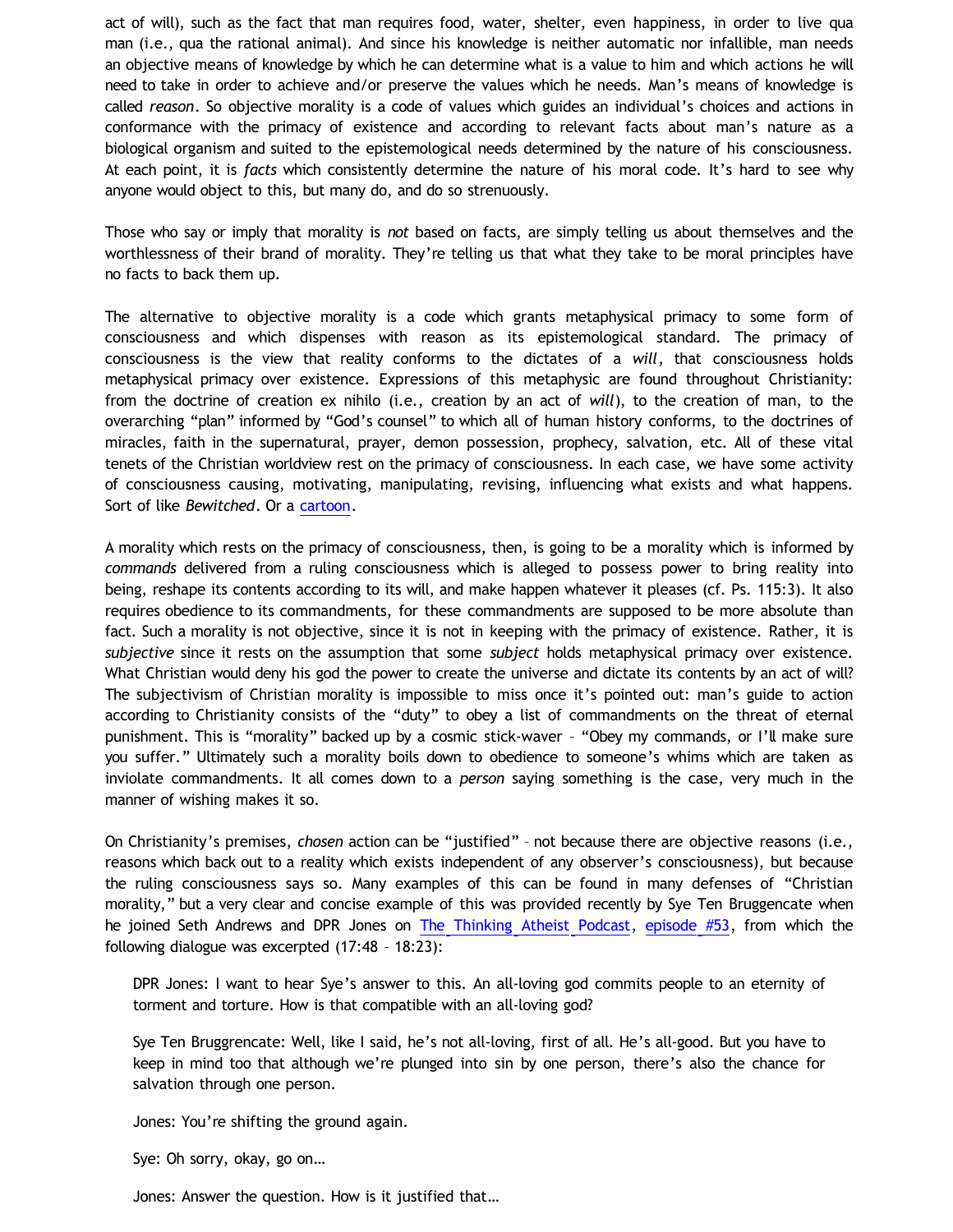act of will), such as the fact that man requires food, water, shelter, even happiness, in order to live qua man (i.e., qua the rational animal). And since his knowledge is neither automatic nor infallible, man needs an objective means of knowledge by which he can determine what is a value to him and which actions he will need to take in order to achieve and/or preserve the values which he needs. Man's means of knowledge is called *reason*. So objective morality is a code of values which guides an individual's choices and actions in conformance with the primacy of existence and according to relevant facts about man's nature as a biological organism and suited to the epistemological needs determined by the nature of his consciousness. At each point, it is *facts* which consistently determine the nature of his moral code. It's hard to see why anyone would object to this, but many do, and do so strenuously.

Those who say or imply that morality is *not* based on facts, are simply telling us about themselves and the worthlessness of their brand of morality. They're telling us that what they take to be moral principles have no facts to back them up.

The alternative to objective morality is a code which grants metaphysical primacy to some form of consciousness and which dispenses with reason as its epistemological standard. The primacy of consciousness is the view that reality conforms to the dictates of a *will*, that consciousness holds metaphysical primacy over existence. Expressions of this metaphysic are found throughout Christianity: from the doctrine of creation ex nihilo (i.e., creation by an act of *will*), to the creation of man, to the overarching "plan" informed by "God's counsel" to which all of human history conforms, to the doctrines of miracles, faith in the supernatural, prayer, demon possession, prophecy, salvation, etc. All of these vital tenets of the Christian worldview rest on the primacy of consciousness. In each case, we have some activity of consciousness causing, motivating, manipulating, revising, influencing what exists and what happens. Sort of like *Bewitched*. Or a cartoon.

A morality which rests on the primacy of consciousness, then, is going to be a morality which is informed by *commands* delivered from a ruling consciousness which is alleged to possess power to bring reality into being, reshape its contents according to its will, and make happen whatever it pleases (cf. Ps. 115:3). It also requires obedience to its commandments, for these commandments are supposed to be more absolute than fact. Such a morality is not objective, since it is not in keeping with the primacy of existence. Rather, it is *subjective* since it rests on the assumption that some *subject* holds metaphysical primacy over existence. What Christian would deny his god the power to create the universe and dictate its contents by an act of will? The subjectivism of Christian morality is impossible to miss once it's pointed out: man's guide to action according to Christianity consists of the "duty" to obey a list of commandments on the threat of eternal punishment. This is "morality" backed up by a cosmic stick-waver – "Obey my commands, or I'll make sure you suffer." Ultimately such a morality boils down to obedience to someone's whims which are taken as inviolate commandments. It all comes down to a *person* saying something is the case, very much in the manner of wishing makes it so.

On Christianity's premises, *chosen* action can be "justified" – not because there are objective reasons (i.e., reasons which back out to a reality which exists independent of any observer's consciousness), but because the ruling consciousness says so. Many examples of this can be found in many defenses of "Christian morality," but a very clear and concise example of this was provided recently by Sye Ten Bruggencate when he joined Seth Andrews and DPR Jones on The Thinking Atheist Podcast, episode #53, from which the following dialogue was excerpted (17:48 – 18:23):

> DPR Jones: I want to hear Sye's answer to this. An all-loving god commits people to an eternity of torment and torture. How is that compatible with an all-loving god?
>
> Sye Ten Bruggencate: Well, like I said, he's not all-loving, first of all. He's all-good. But you have to keep in mind too that although we're plunged into sin by one person, there's also the chance for salvation through one person.
>
> Jones: You're shifting the ground again.
>
> Sye: Oh sorry, okay, go on…
>
> Jones: Answer the question. How is it justified that…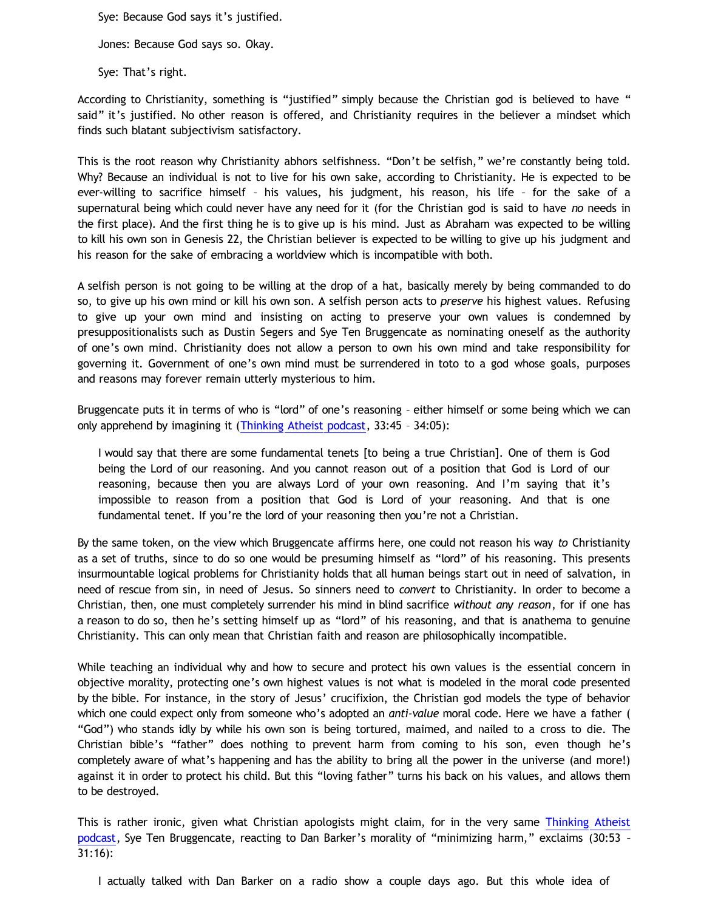> Sye: Because God says it's justified.
>
> Jones: Because God says so. Okay.
>
> Sye: That's right.

According to Christianity, something is "justified" simply because the Christian god is believed to have " said" it's justified. No other reason is offered, and Christianity requires in the believer a mindset which finds such blatant subjectivism satisfactory.

This is the root reason why Christianity abhors selfishness. "Don't be selfish," we're constantly being told. Why? Because an individual is not to live for his own sake, according to Christianity. He is expected to be ever-willing to sacrifice himself – his values, his judgment, his reason, his life – for the sake of a supernatural being which could never have any need for it (for the Christian god is said to have *no* needs in the first place). And the first thing he is to give up is his mind. Just as Abraham was expected to be willing to kill his own son in Genesis 22, the Christian believer is expected to be willing to give up his judgment and his reason for the sake of embracing a worldview which is incompatible with both.

A selfish person is not going to be willing at the drop of a hat, basically merely by being commanded to do so, to give up his own mind or kill his own son. A selfish person acts to *preserve* his highest values. Refusing to give up your own mind and insisting on acting to preserve your own values is condemned by presuppositionalists such as Dustin Segers and Sye Ten Bruggencate as nominating oneself as the authority of one's own mind. Christianity does not allow a person to own his own mind and take responsibility for governing it. Government of one's own mind must be surrendered in toto to a god whose goals, purposes and reasons may forever remain utterly mysterious to him.

Bruggencate puts it in terms of who is "lord" of one's reasoning – either himself or some being which we can only apprehend by imagining it (Thinking Atheist podcast, 33:45 – 34:05):

> I would say that there are some fundamental tenets [to being a true Christian]. One of them is God being the Lord of our reasoning. And you cannot reason out of a position that God is Lord of our reasoning, because then you are always Lord of your own reasoning. And I'm saying that it's impossible to reason from a position that God is Lord of your reasoning. And that is one fundamental tenet. If you're the lord of your reasoning then you're not a Christian.

By the same token, on the view which Bruggencate affirms here, one could not reason his way *to* Christianity as a set of truths, since to do so one would be presuming himself as "lord" of his reasoning. This presents insurmountable logical problems for Christianity holds that all human beings start out in need of salvation, in need of rescue from sin, in need of Jesus. So sinners need to *convert* to Christianity. In order to become a Christian, then, one must completely surrender his mind in blind sacrifice *without any reason*, for if one has a reason to do so, then he's setting himself up as "lord" of his reasoning, and that is anathema to genuine Christianity. This can only mean that Christian faith and reason are philosophically incompatible.

While teaching an individual why and how to secure and protect his own values is the essential concern in objective morality, protecting one's own highest values is not what is modeled in the moral code presented by the bible. For instance, in the story of Jesus' crucifixion, the Christian god models the type of behavior which one could expect only from someone who's adopted an *anti-value* moral code. Here we have a father ( "God") who stands idly by while his own son is being tortured, maimed, and nailed to a cross to die. The Christian bible's "father" does nothing to prevent harm from coming to his son, even though he's completely aware of what's happening and has the ability to bring all the power in the universe (and more!) against it in order to protect his child. But this "loving father" turns his back on his values, and allows them to be destroyed.

This is rather ironic, given what Christian apologists might claim, for in the very same Thinking Atheist podcast, Sye Ten Bruggencate, reacting to Dan Barker's morality of "minimizing harm," exclaims (30:53 – 31:16):

> I actually talked with Dan Barker on a radio show a couple days ago. But this whole idea of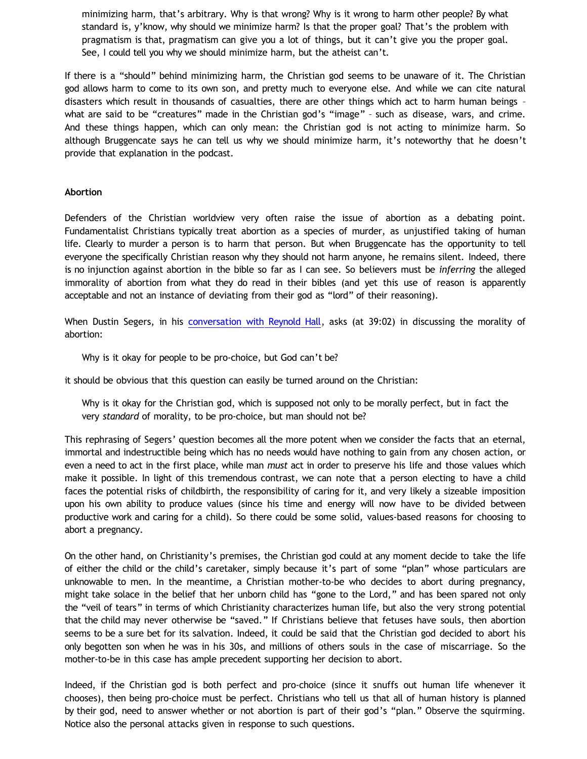> minimizing harm, that's arbitrary. Why is that wrong? Why is it wrong to harm other people? By what standard is, y'know, why should we minimize harm? Is that the proper goal? That's the problem with pragmatism is that, pragmatism can give you a lot of things, but it can't give you the proper goal. See, I could tell you why we should minimize harm, but the atheist can't.

If there is a "should" behind minimizing harm, the Christian god seems to be unaware of it. The Christian god allows harm to come to its own son, and pretty much to everyone else. And while we can cite natural disasters which result in thousands of casualties, there are other things which act to harm human beings – what are said to be "creatures" made in the Christian god's "image" – such as disease, wars, and crime. And these things happen, which can only mean: the Christian god is not acting to minimize harm. So although Bruggencate says he can tell us why we should minimize harm, it's noteworthy that he doesn't provide that explanation in the podcast.

**Abortion**

Defenders of the Christian worldview very often raise the issue of abortion as a debating point. Fundamentalist Christians typically treat abortion as a species of murder, as unjustified taking of human life. Clearly to murder a person is to harm that person. But when Bruggencate has the opportunity to tell everyone the specifically Christian reason why they should not harm anyone, he remains silent. Indeed, there is no injunction against abortion in the bible so far as I can see. So believers must be *inferring* the alleged immorality of abortion from what they do read in their bibles (and yet this use of reason is apparently acceptable and not an instance of deviating from their god as "lord" of their reasoning).

When Dustin Segers, in his [conversation with Reynold Hall](), asks (at 39:02) in discussing the morality of abortion:

> Why is it okay for people to be pro-choice, but God can't be?

it should be obvious that this question can easily be turned around on the Christian:

> Why is it okay for the Christian god, which is supposed not only to be morally perfect, but in fact the very *standard* of morality, to be pro-choice, but man should not be?

This rephrasing of Segers' question becomes all the more potent when we consider the facts that an eternal, immortal and indestructible being which has no needs would have nothing to gain from any chosen action, or even a need to act in the first place, while man *must* act in order to preserve his life and those values which make it possible. In light of this tremendous contrast, we can note that a person electing to have a child faces the potential risks of childbirth, the responsibility of caring for it, and very likely a sizeable imposition upon his own ability to produce values (since his time and energy will now have to be divided between productive work and caring for a child). So there could be some solid, values-based reasons for choosing to abort a pregnancy.

On the other hand, on Christianity's premises, the Christian god could at any moment decide to take the life of either the child or the child's caretaker, simply because it's part of some "plan" whose particulars are unknowable to men. In the meantime, a Christian mother-to-be who decides to abort during pregnancy, might take solace in the belief that her unborn child has "gone to the Lord," and has been spared not only the "veil of tears" in terms of which Christianity characterizes human life, but also the very strong potential that the child may never otherwise be "saved." If Christians believe that fetuses have souls, then abortion seems to be a sure bet for its salvation. Indeed, it could be said that the Christian god decided to abort his only begotten son when he was in his 30s, and millions of others souls in the case of miscarriage. So the mother-to-be in this case has ample precedent supporting her decision to abort.

Indeed, if the Christian god is both perfect and pro-choice (since it snuffs out human life whenever it chooses), then being pro-choice must be perfect. Christians who tell us that all of human history is planned by their god, need to answer whether or not abortion is part of their god's "plan." Observe the squirming. Notice also the personal attacks given in response to such questions.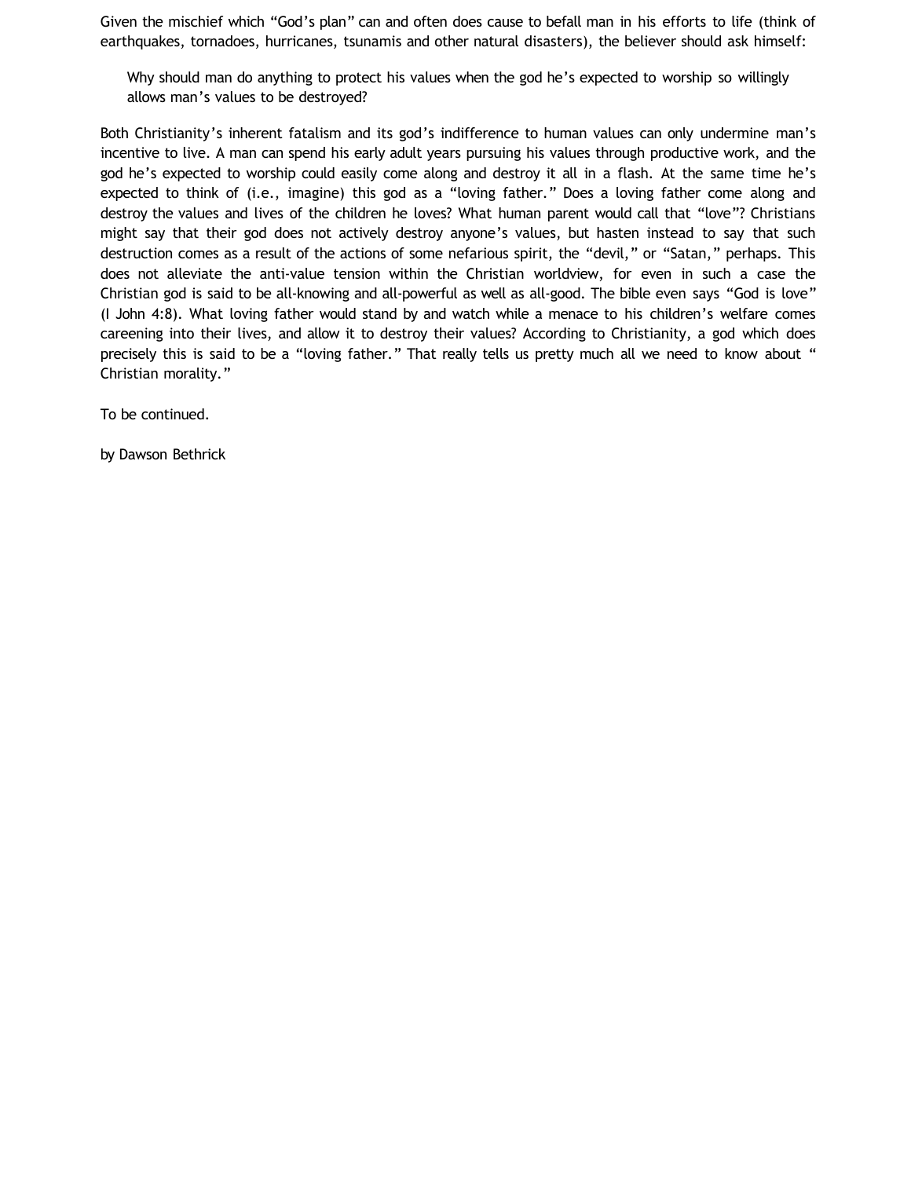Given the mischief which "God's plan" can and often does cause to befall man in his efforts to life (think of earthquakes, tornadoes, hurricanes, tsunamis and other natural disasters), the believer should ask himself:

> Why should man do anything to protect his values when the god he's expected to worship so willingly allows man's values to be destroyed?

Both Christianity's inherent fatalism and its god's indifference to human values can only undermine man's incentive to live. A man can spend his early adult years pursuing his values through productive work, and the god he's expected to worship could easily come along and destroy it all in a flash. At the same time he's expected to think of (i.e., imagine) this god as a "loving father." Does a loving father come along and destroy the values and lives of the children he loves? What human parent would call that "love"? Christians might say that their god does not actively destroy anyone's values, but hasten instead to say that such destruction comes as a result of the actions of some nefarious spirit, the "devil," or "Satan," perhaps. This does not alleviate the anti-value tension within the Christian worldview, for even in such a case the Christian god is said to be all-knowing and all-powerful as well as all-good. The bible even says "God is love" (I John 4:8). What loving father would stand by and watch while a menace to his children's welfare comes careening into their lives, and allow it to destroy their values? According to Christianity, a god which does precisely this is said to be a "loving father." That really tells us pretty much all we need to know about " Christian morality."

To be continued.

by Dawson Bethrick